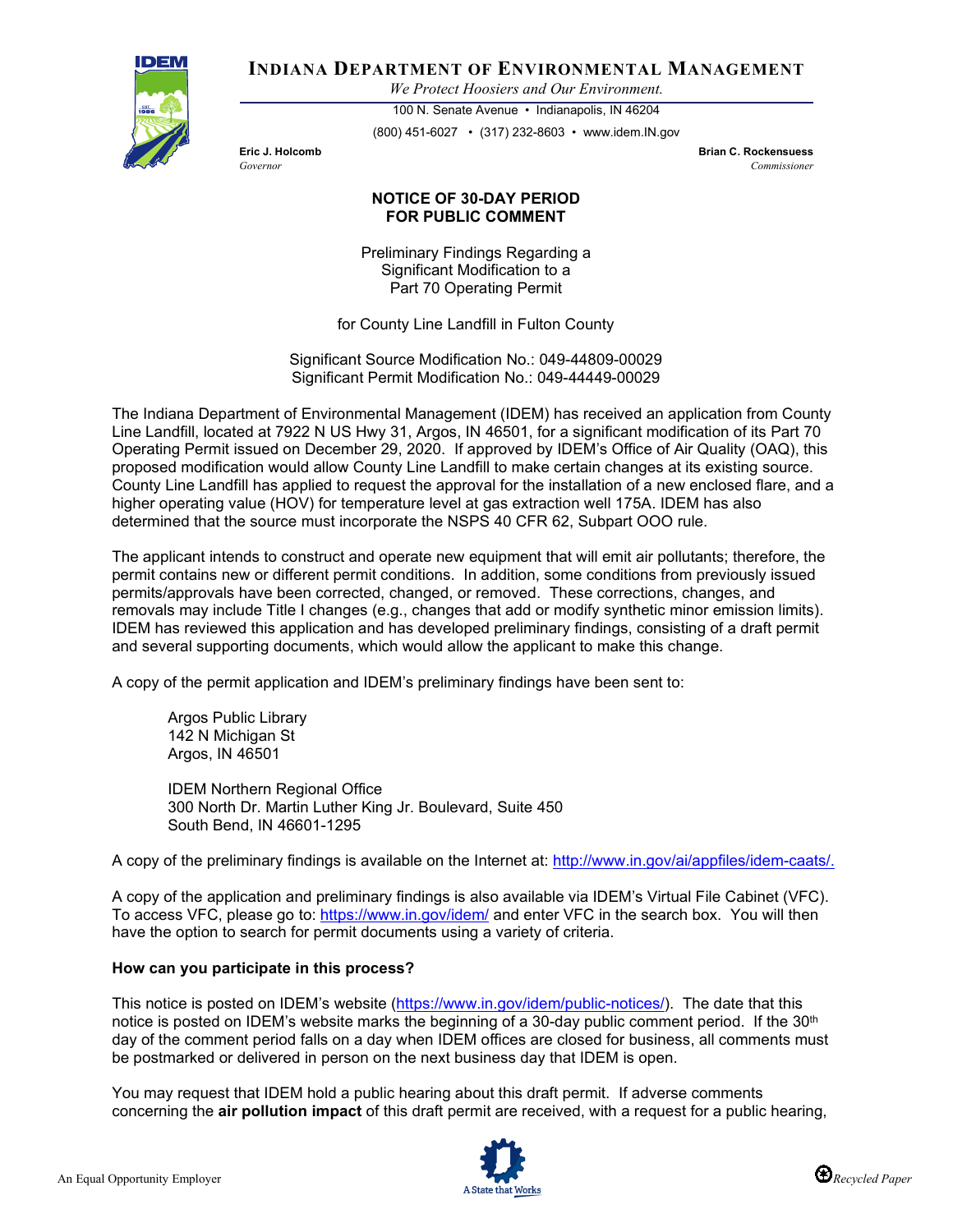# INDIANA DEPARTMENT OF ENVIRONMENTAL MANAGEMENT

*We Protect Hoosiers and Our Environment.*

100 N. Senate Avenue • Indianapolis, IN 46204

(800) 451-6027 • (317) 232-8603 • www.idem.IN.gov

**Eric J. Holcomb**
*Governor*

**Brian C. Rockensuess**
*Commissioner*

## NOTICE OF 30-DAY PERIOD FOR PUBLIC COMMENT

Preliminary Findings Regarding a Significant Modification to a Part 70 Operating Permit

for County Line Landfill in Fulton County

Significant Source Modification No.: 049-44809-00029
Significant Permit Modification No.: 049-44449-00029

The Indiana Department of Environmental Management (IDEM) has received an application from County Line Landfill, located at 7922 N US Hwy 31, Argos, IN 46501, for a significant modification of its Part 70 Operating Permit issued on December 29, 2020. If approved by IDEM's Office of Air Quality (OAQ), this proposed modification would allow County Line Landfill to make certain changes at its existing source. County Line Landfill has applied to request the approval for the installation of a new enclosed flare, and a higher operating value (HOV) for temperature level at gas extraction well 175A. IDEM has also determined that the source must incorporate the NSPS 40 CFR 62, Subpart OOO rule.

The applicant intends to construct and operate new equipment that will emit air pollutants; therefore, the permit contains new or different permit conditions. In addition, some conditions from previously issued permits/approvals have been corrected, changed, or removed. These corrections, changes, and removals may include Title I changes (e.g., changes that add or modify synthetic minor emission limits). IDEM has reviewed this application and has developed preliminary findings, consisting of a draft permit and several supporting documents, which would allow the applicant to make this change.

A copy of the permit application and IDEM's preliminary findings have been sent to:

Argos Public Library
142 N Michigan St
Argos, IN 46501

IDEM Northern Regional Office
300 North Dr. Martin Luther King Jr. Boulevard, Suite 450
South Bend, IN 46601-1295

A copy of the preliminary findings is available on the Internet at: http://www.in.gov/ai/appfiles/idem-caats/.

A copy of the application and preliminary findings is also available via IDEM's Virtual File Cabinet (VFC). To access VFC, please go to: https://www.in.gov/idem/ and enter VFC in the search box. You will then have the option to search for permit documents using a variety of criteria.

**How can you participate in this process?**

This notice is posted on IDEM's website (https://www.in.gov/idem/public-notices/). The date that this notice is posted on IDEM's website marks the beginning of a 30-day public comment period. If the 30th day of the comment period falls on a day when IDEM offices are closed for business, all comments must be postmarked or delivered in person on the next business day that IDEM is open.

You may request that IDEM hold a public hearing about this draft permit. If adverse comments concerning the **air pollution impact** of this draft permit are received, with a request for a public hearing,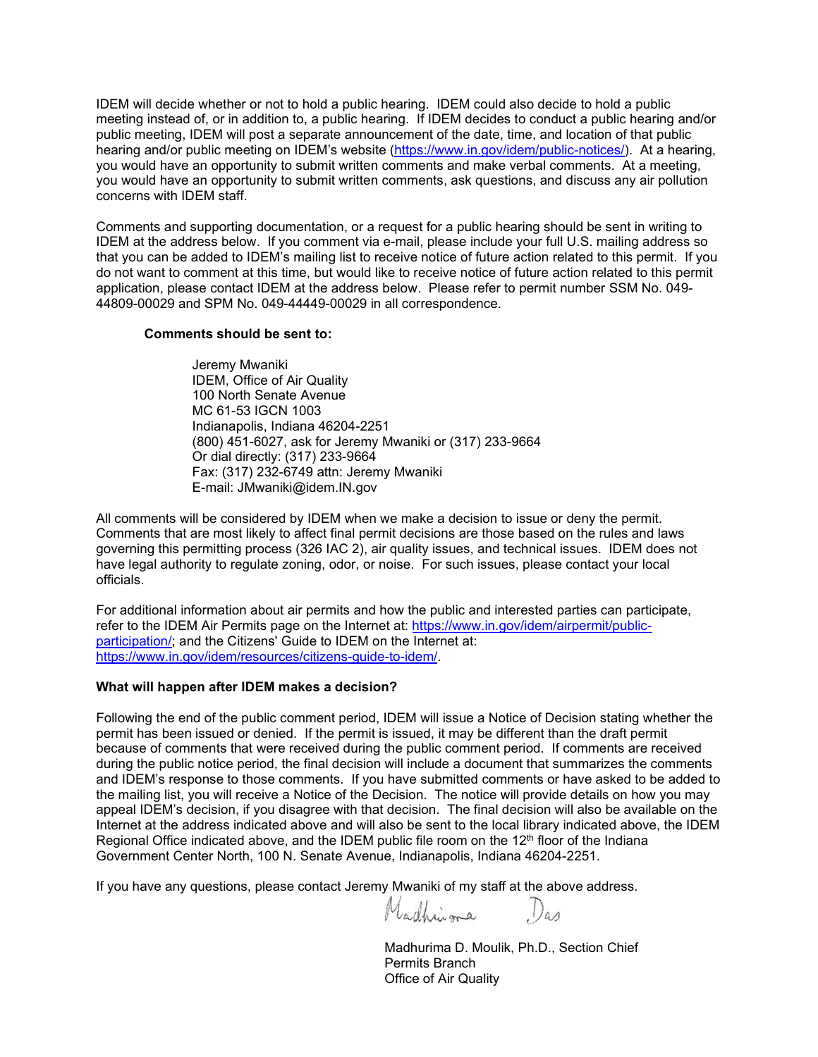IDEM will decide whether or not to hold a public hearing. IDEM could also decide to hold a public meeting instead of, or in addition to, a public hearing. If IDEM decides to conduct a public hearing and/or public meeting, IDEM will post a separate announcement of the date, time, and location of that public hearing and/or public meeting on IDEM's website (https://www.in.gov/idem/public-notices/). At a hearing, you would have an opportunity to submit written comments and make verbal comments. At a meeting, you would have an opportunity to submit written comments, ask questions, and discuss any air pollution concerns with IDEM staff.

Comments and supporting documentation, or a request for a public hearing should be sent in writing to IDEM at the address below. If you comment via e-mail, please include your full U.S. mailing address so that you can be added to IDEM's mailing list to receive notice of future action related to this permit. If you do not want to comment at this time, but would like to receive notice of future action related to this permit application, please contact IDEM at the address below. Please refer to permit number SSM No. 049-44809-00029 and SPM No. 049-44449-00029 in all correspondence.

**Comments should be sent to:**

Jeremy Mwaniki
IDEM, Office of Air Quality
100 North Senate Avenue
MC 61-53 IGCN 1003
Indianapolis, Indiana 46204-2251
(800) 451-6027, ask for Jeremy Mwaniki or (317) 233-9664
Or dial directly: (317) 233-9664
Fax: (317) 232-6749 attn: Jeremy Mwaniki
E-mail: JMwaniki@idem.IN.gov

All comments will be considered by IDEM when we make a decision to issue or deny the permit. Comments that are most likely to affect final permit decisions are those based on the rules and laws governing this permitting process (326 IAC 2), air quality issues, and technical issues. IDEM does not have legal authority to regulate zoning, odor, or noise. For such issues, please contact your local officials.

For additional information about air permits and how the public and interested parties can participate, refer to the IDEM Air Permits page on the Internet at: https://www.in.gov/idem/airpermit/public-participation/; and the Citizens' Guide to IDEM on the Internet at: https://www.in.gov/idem/resources/citizens-guide-to-idem/.

**What will happen after IDEM makes a decision?**

Following the end of the public comment period, IDEM will issue a Notice of Decision stating whether the permit has been issued or denied. If the permit is issued, it may be different than the draft permit because of comments that were received during the public comment period. If comments are received during the public notice period, the final decision will include a document that summarizes the comments and IDEM's response to those comments. If you have submitted comments or have asked to be added to the mailing list, you will receive a Notice of the Decision. The notice will provide details on how you may appeal IDEM's decision, if you disagree with that decision. The final decision will also be available on the Internet at the address indicated above and will also be sent to the local library indicated above, the IDEM Regional Office indicated above, and the IDEM public file room on the 12th floor of the Indiana Government Center North, 100 N. Senate Avenue, Indianapolis, Indiana 46204-2251.

If you have any questions, please contact Jeremy Mwaniki of my staff at the above address.

Madhurima Das

Madhurima D. Moulik, Ph.D., Section Chief
Permits Branch
Office of Air Quality